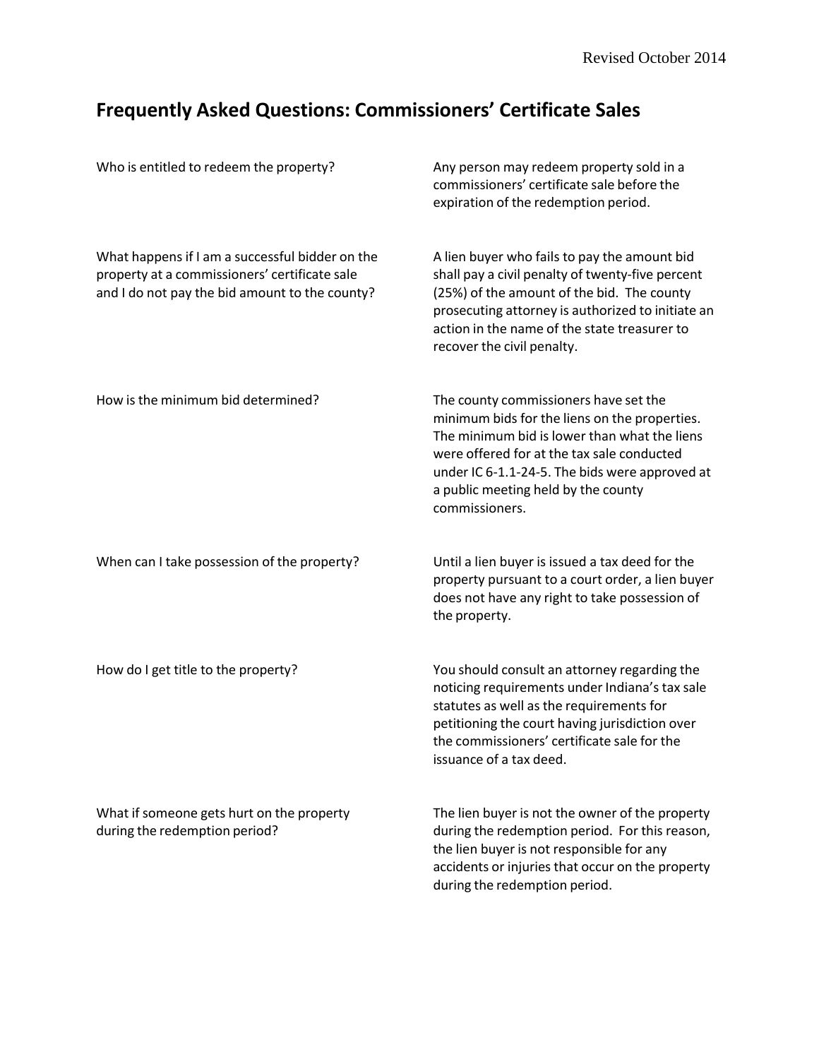Revised October 2014

## Frequently Asked Questions: Commissioners' Certificate Sales

| Question | Answer |
| --- | --- |
| Who is entitled to redeem the property? | Any person may redeem property sold in a commissioners' certificate sale before the expiration of the redemption period. |
| What happens if I am a successful bidder on the property at a commissioners' certificate sale and I do not pay the bid amount to the county? | A lien buyer who fails to pay the amount bid shall pay a civil penalty of twenty-five percent (25%) of the amount of the bid. The county prosecuting attorney is authorized to initiate an action in the name of the state treasurer to recover the civil penalty. |
| How is the minimum bid determined? | The county commissioners have set the minimum bids for the liens on the properties. The minimum bid is lower than what the liens were offered for at the tax sale conducted under IC 6-1.1-24-5. The bids were approved at a public meeting held by the county commissioners. |
| When can I take possession of the property? | Until a lien buyer is issued a tax deed for the property pursuant to a court order, a lien buyer does not have any right to take possession of the property. |
| How do I get title to the property? | You should consult an attorney regarding the noticing requirements under Indiana's tax sale statutes as well as the requirements for petitioning the court having jurisdiction over the commissioners' certificate sale for the issuance of a tax deed. |
| What if someone gets hurt on the property during the redemption period? | The lien buyer is not the owner of the property during the redemption period. For this reason, the lien buyer is not responsible for any accidents or injuries that occur on the property during the redemption period. |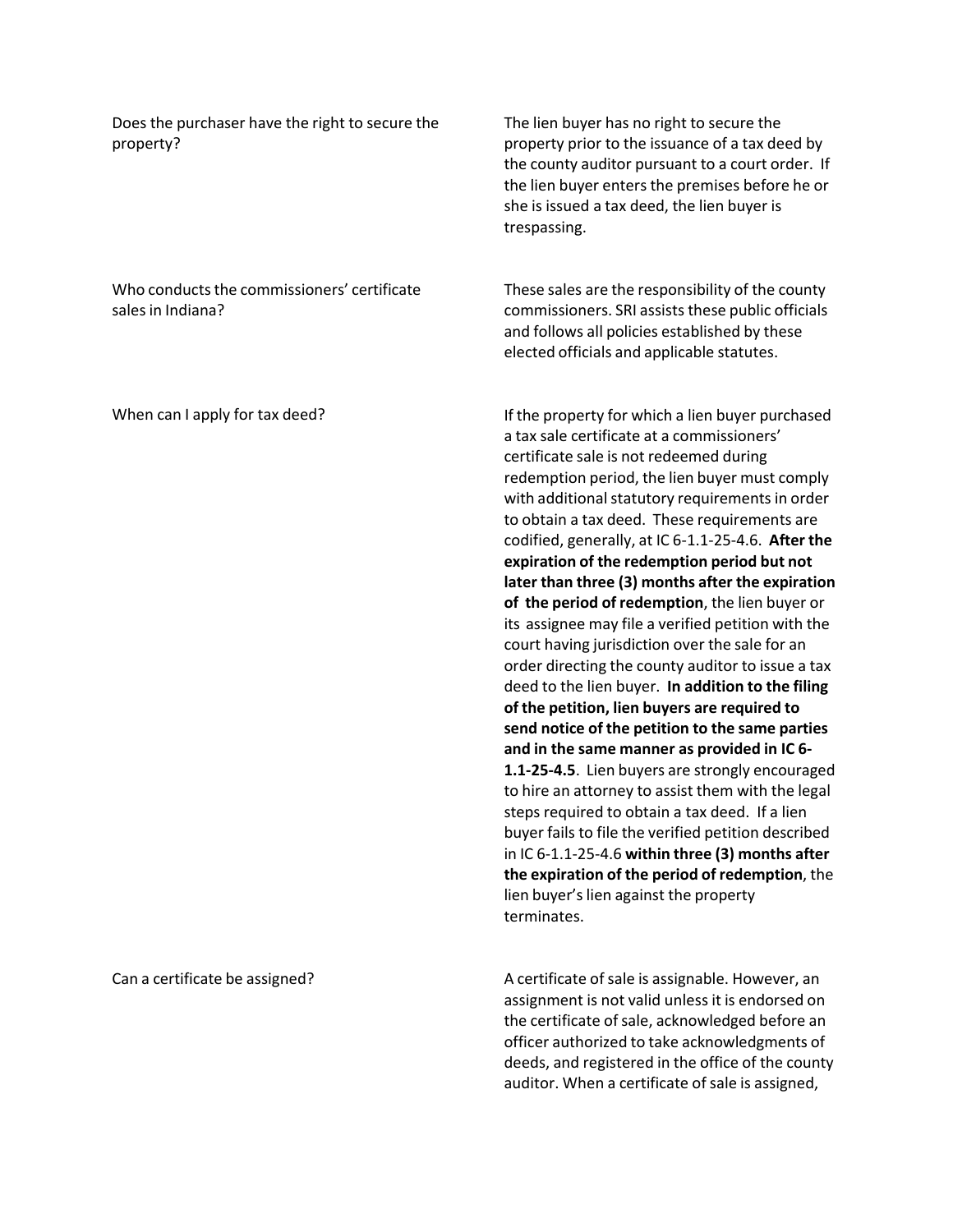| Question | Answer |
|---|---|
| Does the purchaser have the right to secure the property? | The lien buyer has no right to secure the property prior to the issuance of a tax deed by the county auditor pursuant to a court order. If the lien buyer enters the premises before he or she is issued a tax deed, the lien buyer is trespassing. |
| Who conducts the commissioners' certificate sales in Indiana? | These sales are the responsibility of the county commissioners. SRI assists these public officials and follows all policies established by these elected officials and applicable statutes. |
| When can I apply for tax deed? | If the property for which a lien buyer purchased a tax sale certificate at a commissioners' certificate sale is not redeemed during redemption period, the lien buyer must comply with additional statutory requirements in order to obtain a tax deed. These requirements are codified, generally, at IC 6-1.1-25-4.6. **After the expiration of the redemption period but not later than three (3) months after the expiration of the period of redemption**, the lien buyer or its assignee may file a verified petition with the court having jurisdiction over the sale for an order directing the county auditor to issue a tax deed to the lien buyer. **In addition to the filing of the petition, lien buyers are required to send notice of the petition to the same parties and in the same manner as provided in IC 6-1.1-25-4.5**. Lien buyers are strongly encouraged to hire an attorney to assist them with the legal steps required to obtain a tax deed. If a lien buyer fails to file the verified petition described in IC 6-1.1-25-4.6 **within three (3) months after the expiration of the period of redemption**, the lien buyer's lien against the property terminates. |
| Can a certificate be assigned? | A certificate of sale is assignable. However, an assignment is not valid unless it is endorsed on the certificate of sale, acknowledged before an officer authorized to take acknowledgments of deeds, and registered in the office of the county auditor. When a certificate of sale is assigned, |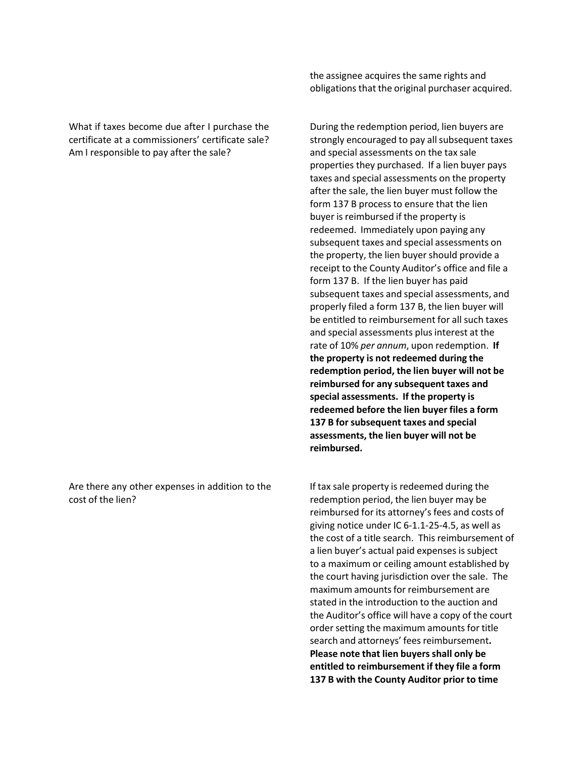the assignee acquires the same rights and obligations that the original purchaser acquired.

What if taxes become due after I purchase the certificate at a commissioners' certificate sale? Am I responsible to pay after the sale?

During the redemption period, lien buyers are strongly encouraged to pay all subsequent taxes and special assessments on the tax sale properties they purchased. If a lien buyer pays taxes and special assessments on the property after the sale, the lien buyer must follow the form 137 B process to ensure that the lien buyer is reimbursed if the property is redeemed. Immediately upon paying any subsequent taxes and special assessments on the property, the lien buyer should provide a receipt to the County Auditor's office and file a form 137 B. If the lien buyer has paid subsequent taxes and special assessments, and properly filed a form 137 B, the lien buyer will be entitled to reimbursement for all such taxes and special assessments plus interest at the rate of 10% *per annum*, upon redemption. **If the property is not redeemed during the redemption period, the lien buyer will not be reimbursed for any subsequent taxes and special assessments. If the property is redeemed before the lien buyer files a form 137 B for subsequent taxes and special assessments, the lien buyer will not be reimbursed.**

Are there any other expenses in addition to the cost of the lien?

If tax sale property is redeemed during the redemption period, the lien buyer may be reimbursed for its attorney's fees and costs of giving notice under IC 6-1.1-25-4.5, as well as the cost of a title search. This reimbursement of a lien buyer's actual paid expenses is subject to a maximum or ceiling amount established by the court having jurisdiction over the sale. The maximum amounts for reimbursement are stated in the introduction to the auction and the Auditor's office will have a copy of the court order setting the maximum amounts for title search and attorneys' fees reimbursement**.** **Please note that lien buyers shall only be entitled to reimbursement if they file a form 137 B with the County Auditor prior to time**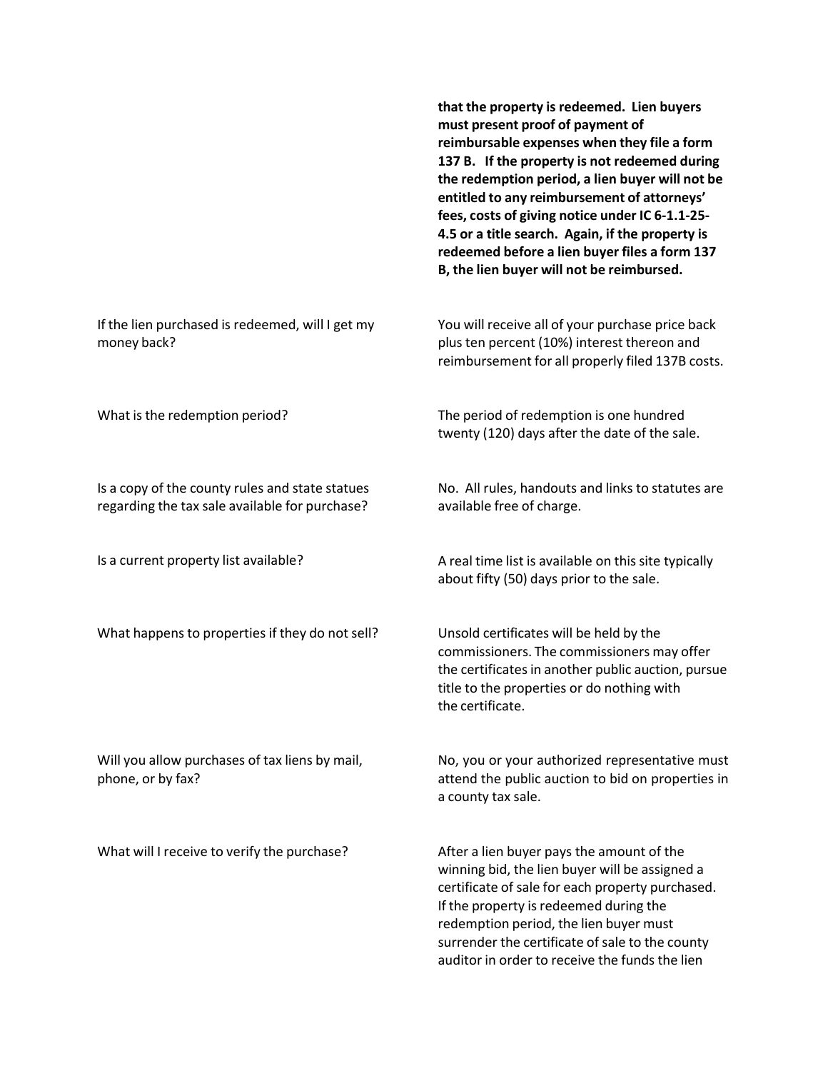| | |
|---|---|
| | **that the property is redeemed. Lien buyers must present proof of payment of reimbursable expenses when they file a form 137 B. If the property is not redeemed during the redemption period, a lien buyer will not be entitled to any reimbursement of attorneys' fees, costs of giving notice under IC 6-1.1-25-4.5 or a title search. Again, if the property is redeemed before a lien buyer files a form 137 B, the lien buyer will not be reimbursed.** |
| If the lien purchased is redeemed, will I get my money back? | You will receive all of your purchase price back plus ten percent (10%) interest thereon and reimbursement for all properly filed 137B costs. |
| What is the redemption period? | The period of redemption is one hundred twenty (120) days after the date of the sale. |
| Is a copy of the county rules and state statues regarding the tax sale available for purchase? | No. All rules, handouts and links to statutes are available free of charge. |
| Is a current property list available? | A real time list is available on this site typically about fifty (50) days prior to the sale. |
| What happens to properties if they do not sell? | Unsold certificates will be held by the commissioners. The commissioners may offer the certificates in another public auction, pursue title to the properties or do nothing with the certificate. |
| Will you allow purchases of tax liens by mail, phone, or by fax? | No, you or your authorized representative must attend the public auction to bid on properties in a county tax sale. |
| What will I receive to verify the purchase? | After a lien buyer pays the amount of the winning bid, the lien buyer will be assigned a certificate of sale for each property purchased. If the property is redeemed during the redemption period, the lien buyer must surrender the certificate of sale to the county auditor in order to receive the funds the lien |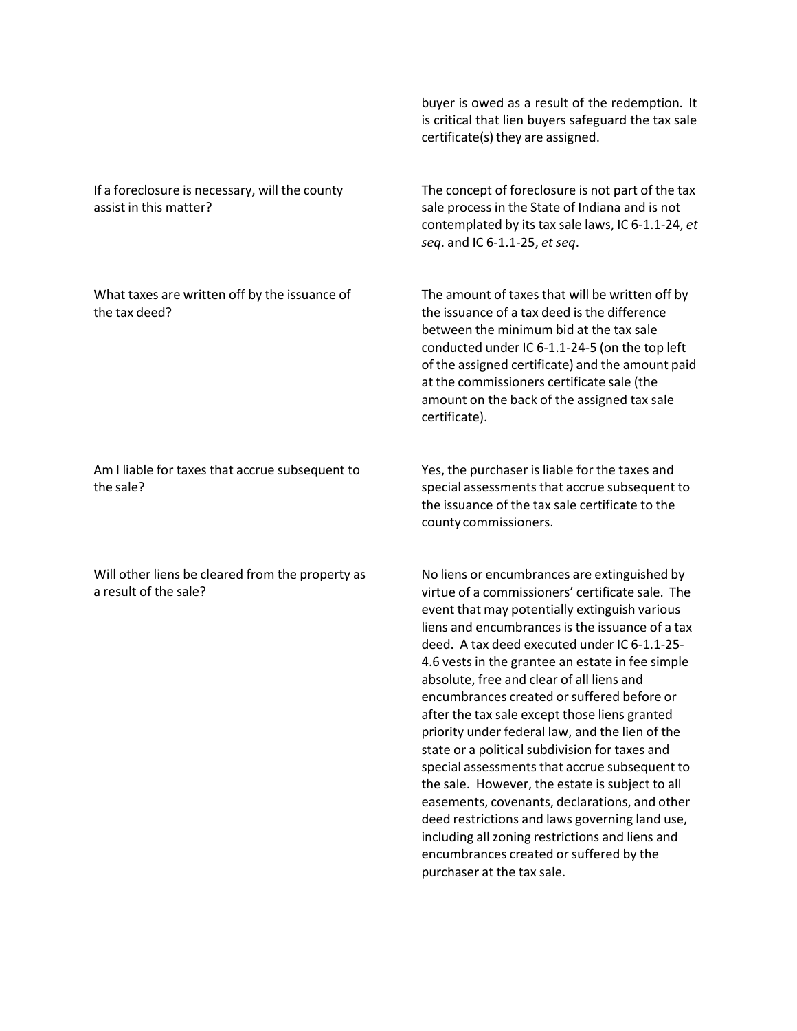buyer is owed as a result of the redemption. It is critical that lien buyers safeguard the tax sale certificate(s) they are assigned.

**If a foreclosure is necessary, will the county assist in this matter?**

The concept of foreclosure is not part of the tax sale process in the State of Indiana and is not contemplated by its tax sale laws, IC 6-1.1-24, *et seq*. and IC 6-1.1-25, *et seq*.

**What taxes are written off by the issuance of the tax deed?**

The amount of taxes that will be written off by the issuance of a tax deed is the difference between the minimum bid at the tax sale conducted under IC 6-1.1-24-5 (on the top left of the assigned certificate) and the amount paid at the commissioners certificate sale (the amount on the back of the assigned tax sale certificate).

**Am I liable for taxes that accrue subsequent to the sale?**

Yes, the purchaser is liable for the taxes and special assessments that accrue subsequent to the issuance of the tax sale certificate to the county commissioners.

**Will other liens be cleared from the property as a result of the sale?**

No liens or encumbrances are extinguished by virtue of a commissioners' certificate sale. The event that may potentially extinguish various liens and encumbrances is the issuance of a tax deed. A tax deed executed under IC 6-1.1-25-4.6 vests in the grantee an estate in fee simple absolute, free and clear of all liens and encumbrances created or suffered before or after the tax sale except those liens granted priority under federal law, and the lien of the state or a political subdivision for taxes and special assessments that accrue subsequent to the sale. However, the estate is subject to all easements, covenants, declarations, and other deed restrictions and laws governing land use, including all zoning restrictions and liens and encumbrances created or suffered by the purchaser at the tax sale.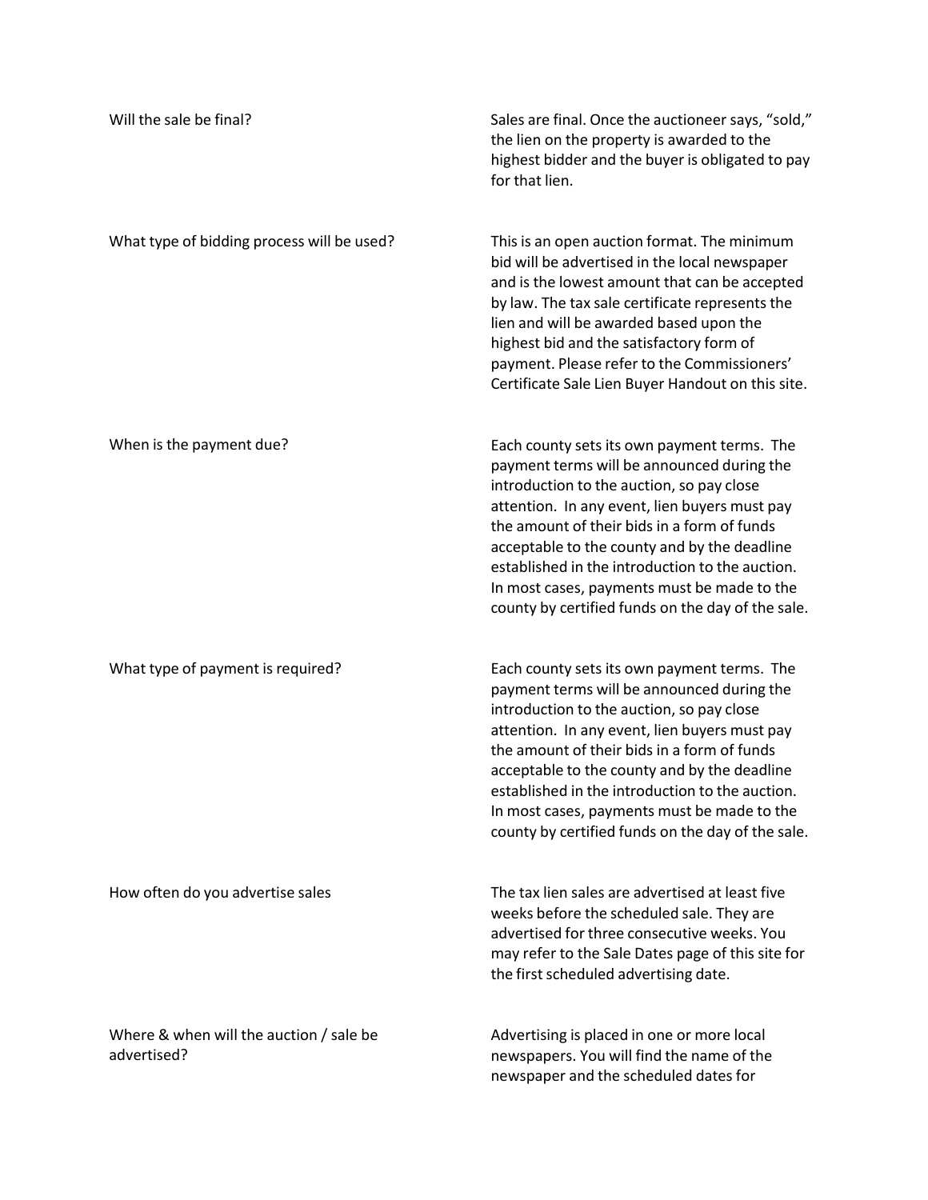| | |
|---|---|
| Will the sale be final? | Sales are final. Once the auctioneer says, "sold," the lien on the property is awarded to the highest bidder and the buyer is obligated to pay for that lien. |
| What type of bidding process will be used? | This is an open auction format. The minimum bid will be advertised in the local newspaper and is the lowest amount that can be accepted by law. The tax sale certificate represents the lien and will be awarded based upon the highest bid and the satisfactory form of payment. Please refer to the Commissioners' Certificate Sale Lien Buyer Handout on this site. |
| When is the payment due? | Each county sets its own payment terms. The payment terms will be announced during the introduction to the auction, so pay close attention. In any event, lien buyers must pay the amount of their bids in a form of funds acceptable to the county and by the deadline established in the introduction to the auction. In most cases, payments must be made to the county by certified funds on the day of the sale. |
| What type of payment is required? | Each county sets its own payment terms. The payment terms will be announced during the introduction to the auction, so pay close attention. In any event, lien buyers must pay the amount of their bids in a form of funds acceptable to the county and by the deadline established in the introduction to the auction. In most cases, payments must be made to the county by certified funds on the day of the sale. |
| How often do you advertise sales | The tax lien sales are advertised at least five weeks before the scheduled sale. They are advertised for three consecutive weeks. You may refer to the Sale Dates page of this site for the first scheduled advertising date. |
| Where & when will the auction / sale be advertised? | Advertising is placed in one or more local newspapers. You will find the name of the newspaper and the scheduled dates for |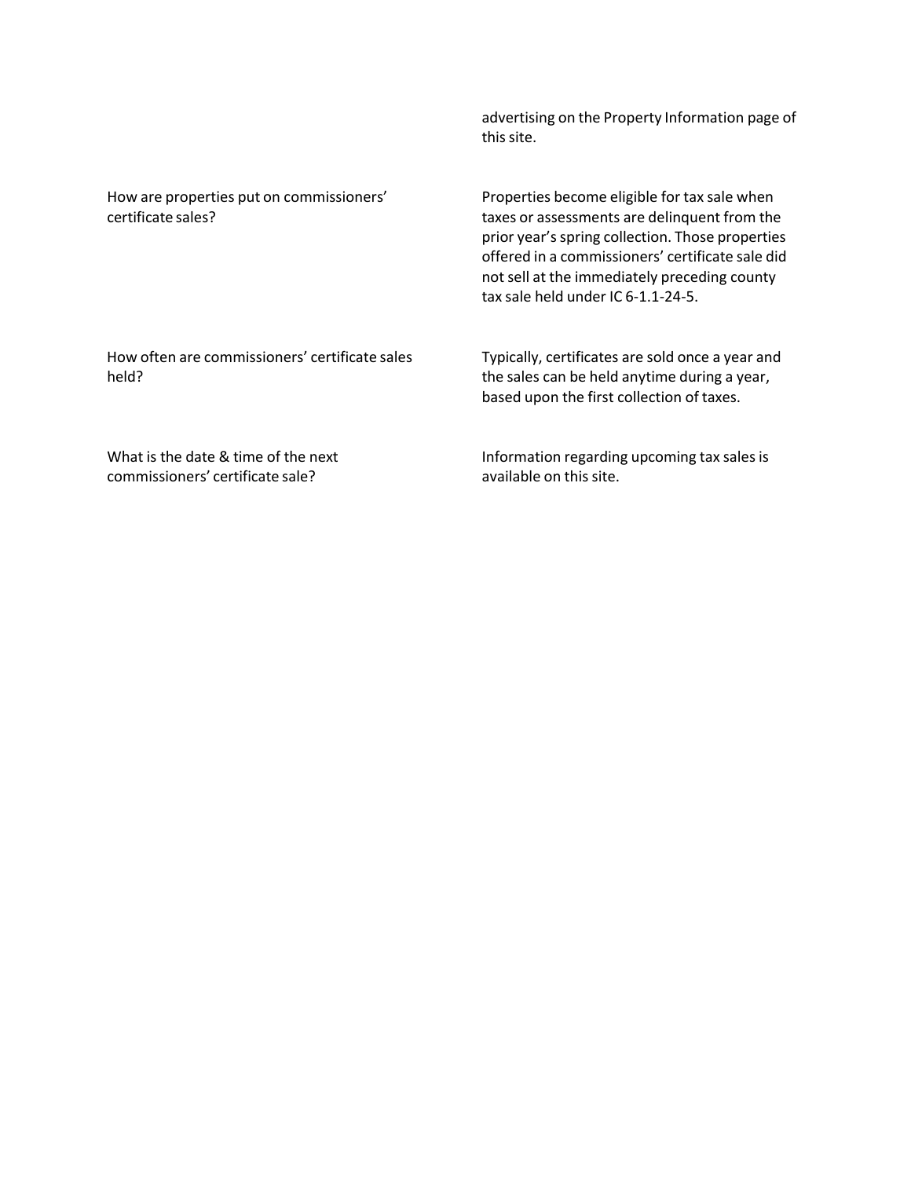| | |
|---|---|
| | advertising on the Property Information page of this site. |
| How are properties put on commissioners' certificate sales? | Properties become eligible for tax sale when taxes or assessments are delinquent from the prior year's spring collection. Those properties offered in a commissioners' certificate sale did not sell at the immediately preceding county tax sale held under IC 6-1.1-24-5. |
| How often are commissioners' certificate sales held? | Typically, certificates are sold once a year and the sales can be held anytime during a year, based upon the first collection of taxes. |
| What is the date & time of the next commissioners' certificate sale? | Information regarding upcoming tax sales is available on this site. |